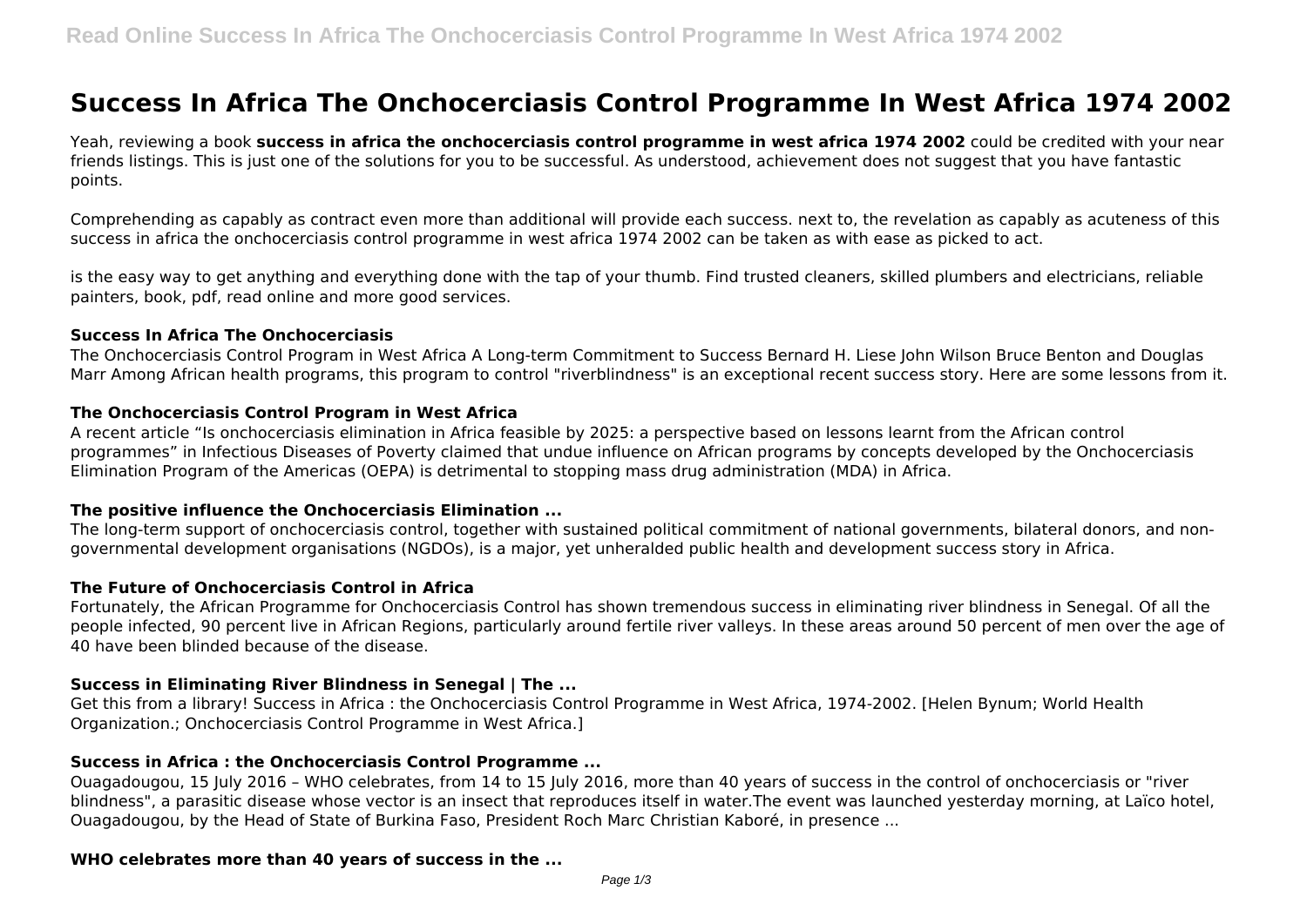# Success In Africa The Onchocerciasis Control Programme In West Africa 1974 2002

Yeah, reviewing a book **success in africa the onchocerciasis control programme in west africa 1974 2002** could be credited with your near friends listings. This is just one of the solutions for you to be successful. As understood, achievement does not suggest that you have fantastic points.

Comprehending as capably as contract even more than additional will provide each success. next to, the revelation as capably as acuteness of this success in africa the onchocerciasis control programme in west africa 1974 2002 can be taken as with ease as picked to act.

is the easy way to get anything and everything done with the tap of your thumb. Find trusted cleaners, skilled plumbers and electricians, reliable painters, book, pdf, read online and more good services.

### Success In Africa The Onchocerciasis

The Onchocerciasis Control Program in West Africa A Long-term Commitment to Success Bernard H. Liese John Wilson Bruce Benton and Douglas Marr Among African health programs, this program to control "riverblindness" is an exceptional recent success story. Here are some lessons from it.

### The Onchocerciasis Control Program in West Africa

A recent article "Is onchocerciasis elimination in Africa feasible by 2025: a perspective based on lessons learnt from the African control programmes" in Infectious Diseases of Poverty claimed that undue influence on African programs by concepts developed by the Onchocerciasis Elimination Program of the Americas (OEPA) is detrimental to stopping mass drug administration (MDA) in Africa.

### The positive influence the Onchocerciasis Elimination ...

The long-term support of onchocerciasis control, together with sustained political commitment of national governments, bilateral donors, and non-governmental development organisations (NGDOs), is a major, yet unheralded public health and development success story in Africa.

### The Future of Onchocerciasis Control in Africa

Fortunately, the African Programme for Onchocerciasis Control has shown tremendous success in eliminating river blindness in Senegal. Of all the people infected, 90 percent live in African Regions, particularly around fertile river valleys. In these areas around 50 percent of men over the age of 40 have been blinded because of the disease.

### Success in Eliminating River Blindness in Senegal | The ...

Get this from a library! Success in Africa : the Onchocerciasis Control Programme in West Africa, 1974-2002. [Helen Bynum; World Health Organization.; Onchocerciasis Control Programme in West Africa.]

### Success in Africa : the Onchocerciasis Control Programme ...

Ouagadougou, 15 July 2016 – WHO celebrates, from 14 to 15 July 2016, more than 40 years of success in the control of onchocerciasis or "river blindness", a parasitic disease whose vector is an insect that reproduces itself in water.The event was launched yesterday morning, at Laïco hotel, Ouagadougou, by the Head of State of Burkina Faso, President Roch Marc Christian Kaboré, in presence ...

### WHO celebrates more than 40 years of success in the ...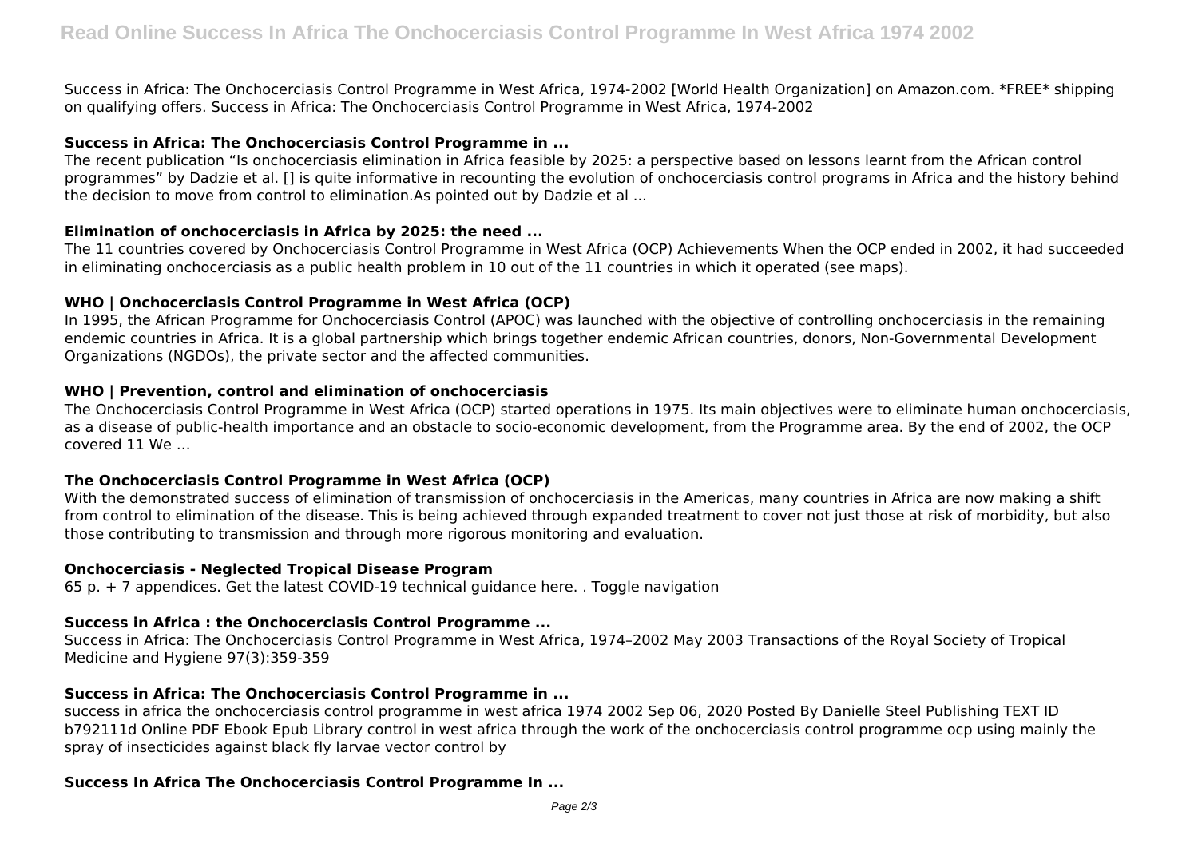Success in Africa: The Onchocerciasis Control Programme in West Africa, 1974-2002 [World Health Organization] on Amazon.com. *FREE* shipping on qualifying offers. Success in Africa: The Onchocerciasis Control Programme in West Africa, 1974-2002

### Success in Africa: The Onchocerciasis Control Programme in ...

The recent publication "Is onchocerciasis elimination in Africa feasible by 2025: a perspective based on lessons learnt from the African control programmes" by Dadzie et al. [] is quite informative in recounting the evolution of onchocerciasis control programs in Africa and the history behind the decision to move from control to elimination.As pointed out by Dadzie et al ...

### Elimination of onchocerciasis in Africa by 2025: the need ...

The 11 countries covered by Onchocerciasis Control Programme in West Africa (OCP) Achievements When the OCP ended in 2002, it had succeeded in eliminating onchocerciasis as a public health problem in 10 out of the 11 countries in which it operated (see maps).

### WHO | Onchocerciasis Control Programme in West Africa (OCP)

In 1995, the African Programme for Onchocerciasis Control (APOC) was launched with the objective of controlling onchocerciasis in the remaining endemic countries in Africa. It is a global partnership which brings together endemic African countries, donors, Non-Governmental Development Organizations (NGDOs), the private sector and the affected communities.

### WHO | Prevention, control and elimination of onchocerciasis

The Onchocerciasis Control Programme in West Africa (OCP) started operations in 1975. Its main objectives were to eliminate human onchocerciasis, as a disease of public-health importance and an obstacle to socio-economic development, from the Programme area. By the end of 2002, the OCP covered 11 We ...

### The Onchocerciasis Control Programme in West Africa (OCP)

With the demonstrated success of elimination of transmission of onchocerciasis in the Americas, many countries in Africa are now making a shift from control to elimination of the disease. This is being achieved through expanded treatment to cover not just those at risk of morbidity, but also those contributing to transmission and through more rigorous monitoring and evaluation.

### Onchocerciasis - Neglected Tropical Disease Program

65 p. + 7 appendices. Get the latest COVID-19 technical guidance here. . Toggle navigation

### Success in Africa : the Onchocerciasis Control Programme ...

Success in Africa: The Onchocerciasis Control Programme in West Africa, 1974–2002 May 2003 Transactions of the Royal Society of Tropical Medicine and Hygiene 97(3):359-359

### Success in Africa: The Onchocerciasis Control Programme in ...

success in africa the onchocerciasis control programme in west africa 1974 2002 Sep 06, 2020 Posted By Danielle Steel Publishing TEXT ID b792111d Online PDF Ebook Epub Library control in west africa through the work of the onchocerciasis control programme ocp using mainly the spray of insecticides against black fly larvae vector control by

### Success In Africa The Onchocerciasis Control Programme In ...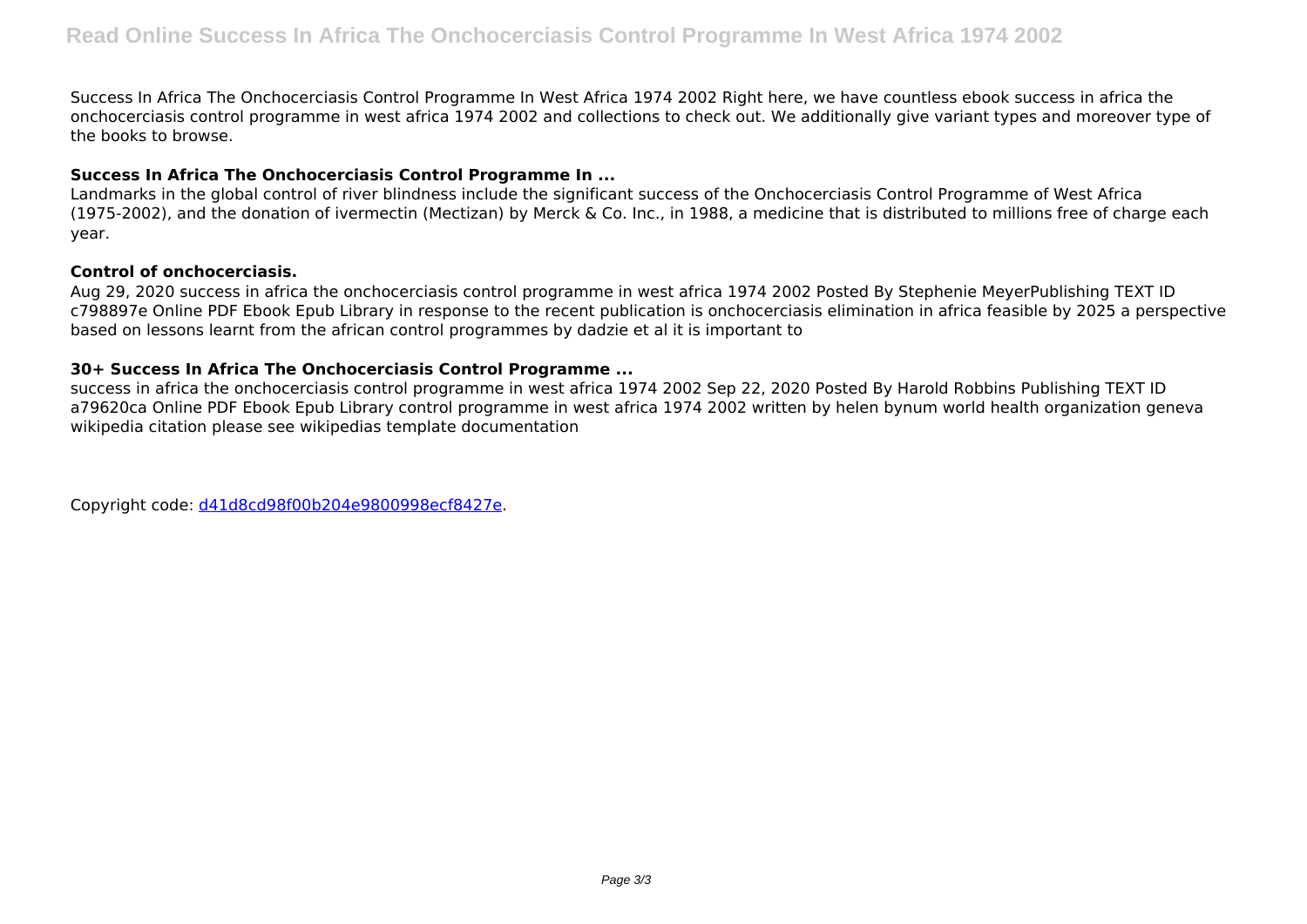Success In Africa The Onchocerciasis Control Programme In West Africa 1974 2002 Right here, we have countless ebook success in africa the onchocerciasis control programme in west africa 1974 2002 and collections to check out. We additionally give variant types and moreover type of the books to browse.

**Success In Africa The Onchocerciasis Control Programme In ...**

Landmarks in the global control of river blindness include the significant success of the Onchocerciasis Control Programme of West Africa (1975-2002), and the donation of ivermectin (Mectizan) by Merck & Co. Inc., in 1988, a medicine that is distributed to millions free of charge each year.

**Control of onchocerciasis.**

Aug 29, 2020 success in africa the onchocerciasis control programme in west africa 1974 2002 Posted By Stephenie MeyerPublishing TEXT ID c798897e Online PDF Ebook Epub Library in response to the recent publication is onchocerciasis elimination in africa feasible by 2025 a perspective based on lessons learnt from the african control programmes by dadzie et al it is important to

**30+ Success In Africa The Onchocerciasis Control Programme ...**

success in africa the onchocerciasis control programme in west africa 1974 2002 Sep 22, 2020 Posted By Harold Robbins Publishing TEXT ID a79620ca Online PDF Ebook Epub Library control programme in west africa 1974 2002 written by helen bynum world health organization geneva wikipedia citation please see wikipedias template documentation

Copyright code: d41d8cd98f00b204e9800998ecf8427e.